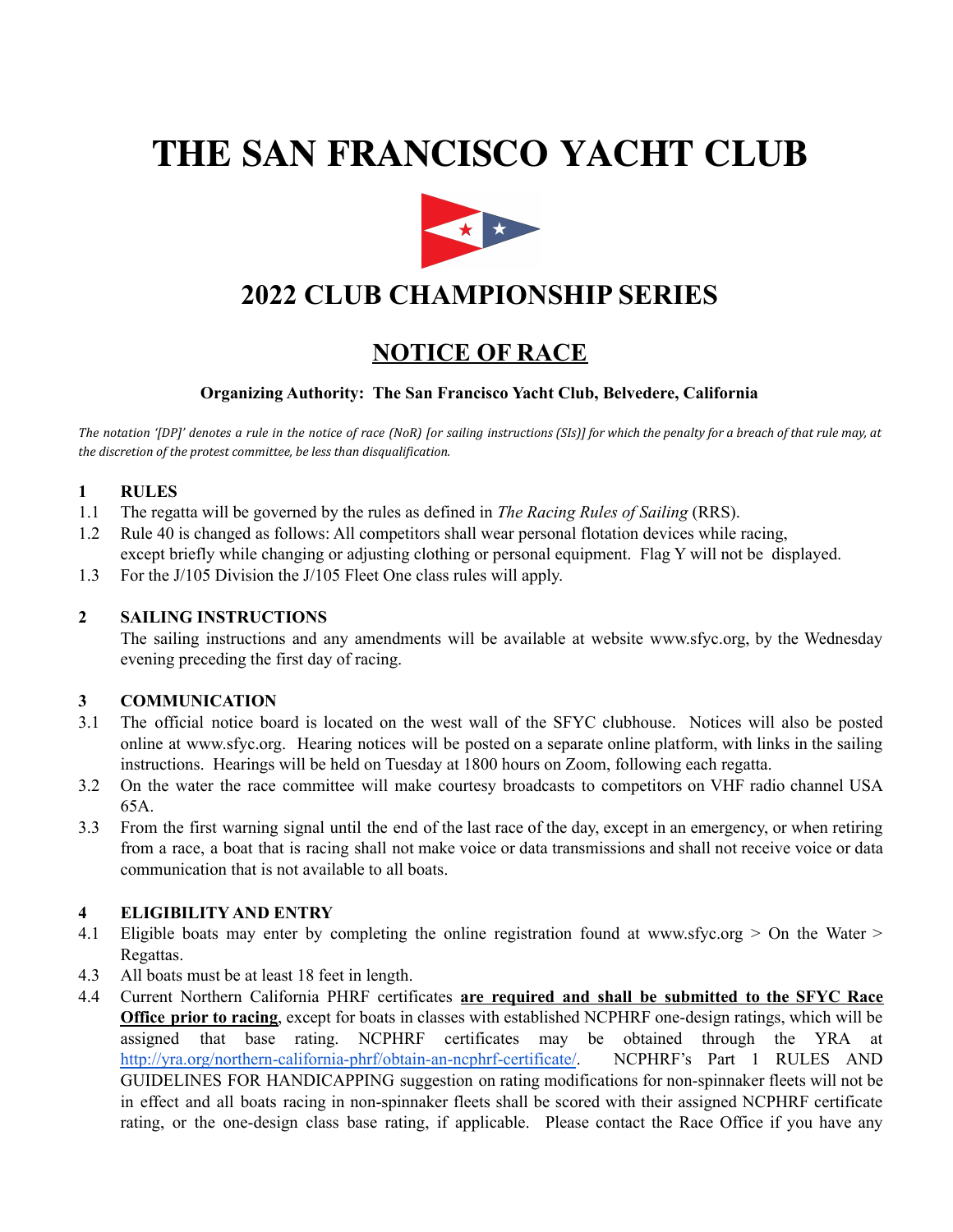# THE SAN FRANCISCO YACHT CLUB

## 2022 CLUB CHAMPIONSHIP SERIES

## NOTICE OF RACE

**Organizing Authority: The San Francisco Yacht Club, Belvedere, California**

*The notation '[DP]' denotes a rule in the notice of race (NoR) [or sailing instructions (SIs)] for which the penalty for a breach of that rule may, at the discretion of the protest committee, be less than disqualification.*

### 1 RULES

1.1 The regatta will be governed by the rules as defined in *The Racing Rules of Sailing* (RRS).

1.2 Rule 40 is changed as follows: All competitors shall wear personal flotation devices while racing, except briefly while changing or adjusting clothing or personal equipment. Flag Y will not be displayed.

1.3 For the J/105 Division the J/105 Fleet One class rules will apply.

### 2 SAILING INSTRUCTIONS

The sailing instructions and any amendments will be available at website www.sfyc.org, by the Wednesday evening preceding the first day of racing.

### 3 COMMUNICATION

3.1 The official notice board is located on the west wall of the SFYC clubhouse. Notices will also be posted online at www.sfyc.org. Hearing notices will be posted on a separate online platform, with links in the sailing instructions. Hearings will be held on Tuesday at 1800 hours on Zoom, following each regatta.

3.2 On the water the race committee will make courtesy broadcasts to competitors on VHF radio channel USA 65A.

3.3 From the first warning signal until the end of the last race of the day, except in an emergency, or when retiring from a race, a boat that is racing shall not make voice or data transmissions and shall not receive voice or data communication that is not available to all boats.

### 4 ELIGIBILITY AND ENTRY

4.1 Eligible boats may enter by completing the online registration found at www.sfyc.org > On the Water > Regattas.

4.3 All boats must be at least 18 feet in length.

4.4 Current Northern California PHRF certificates **are required and shall be submitted to the SFYC Race Office prior to racing**, except for boats in classes with established NCPHRF one-design ratings, which will be assigned that base rating. NCPHRF certificates may be obtained through the YRA at http://yra.org/northern-california-phrf/obtain-an-ncphrf-certificate/. NCPHRF's Part 1 RULES AND GUIDELINES FOR HANDICAPPING suggestion on rating modifications for non-spinnaker fleets will not be in effect and all boats racing in non-spinnaker fleets shall be scored with their assigned NCPHRF certificate rating, or the one-design class base rating, if applicable. Please contact the Race Office if you have any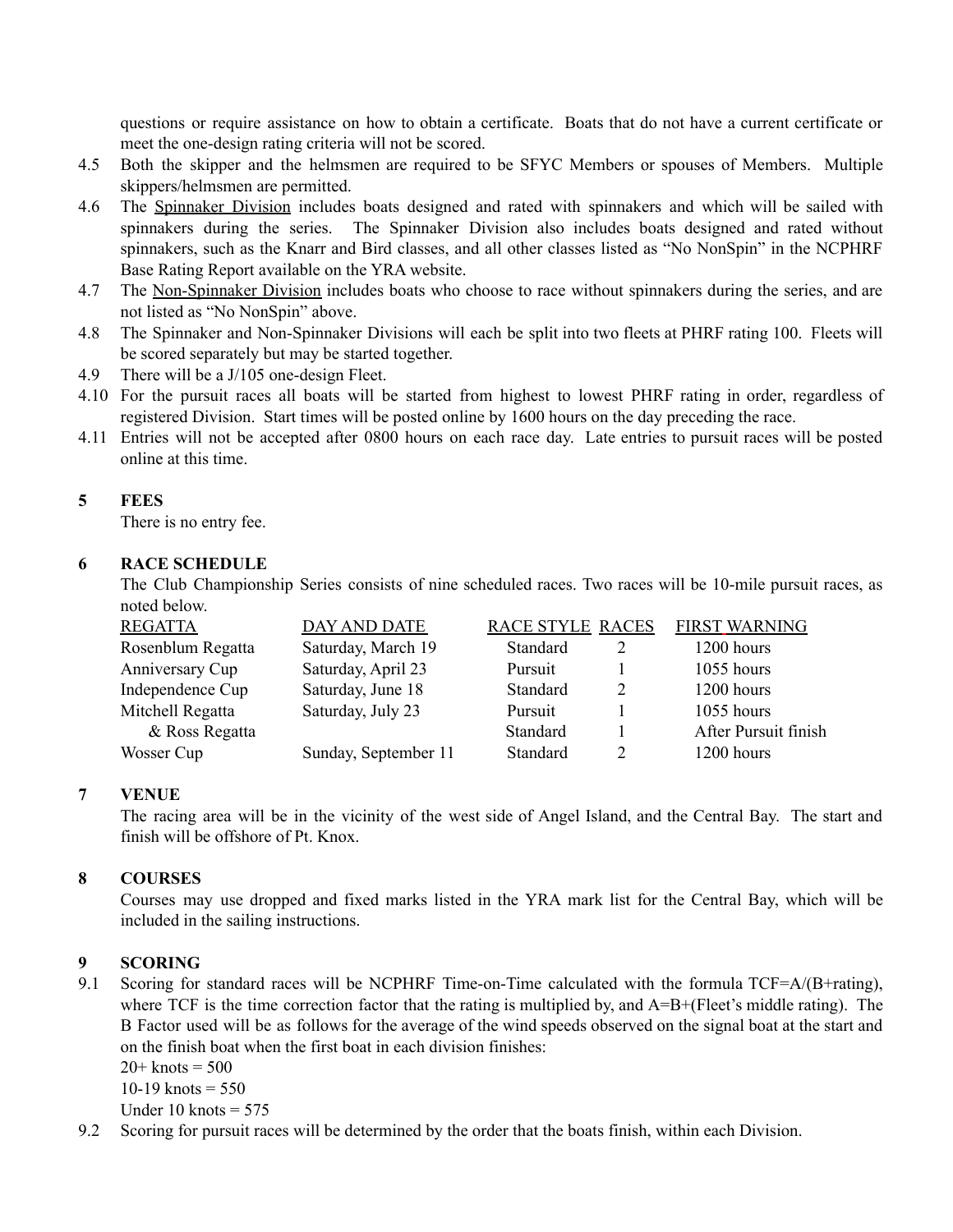questions or require assistance on how to obtain a certificate. Boats that do not have a current certificate or meet the one-design rating criteria will not be scored.

4.5 Both the skipper and the helmsmen are required to be SFYC Members or spouses of Members. Multiple skippers/helmsmen are permitted.

4.6 The <u>Spinnaker Division</u> includes boats designed and rated with spinnakers and which will be sailed with spinnakers during the series. The Spinnaker Division also includes boats designed and rated without spinnakers, such as the Knarr and Bird classes, and all other classes listed as "No NonSpin" in the NCPHRF Base Rating Report available on the YRA website.

4.7 The <u>Non-Spinnaker Division</u> includes boats who choose to race without spinnakers during the series, and are not listed as "No NonSpin" above.

4.8 The Spinnaker and Non-Spinnaker Divisions will each be split into two fleets at PHRF rating 100. Fleets will be scored separately but may be started together.

4.9 There will be a J/105 one-design Fleet.

4.10 For the pursuit races all boats will be started from highest to lowest PHRF rating in order, regardless of registered Division. Start times will be posted online by 1600 hours on the day preceding the race.

4.11 Entries will not be accepted after 0800 hours on each race day. Late entries to pursuit races will be posted online at this time.

## 5 FEES

There is no entry fee.

## 6 RACE SCHEDULE

The Club Championship Series consists of nine scheduled races. Two races will be 10-mile pursuit races, as noted below.

| REGATTA | DAY AND DATE | RACE STYLE | RACES | FIRST WARNING |
|---|---|---|---|---|
| Rosenblum Regatta | Saturday, March 19 | Standard | 2 | 1200 hours |
| Anniversary Cup | Saturday, April 23 | Pursuit | 1 | 1055 hours |
| Independence Cup | Saturday, June 18 | Standard | 2 | 1200 hours |
| Mitchell Regatta | Saturday, July 23 | Pursuit | 1 | 1055 hours |
| & Ross Regatta | | Standard | 1 | After Pursuit finish |
| Wosser Cup | Sunday, September 11 | Standard | 2 | 1200 hours |

## 7 VENUE

The racing area will be in the vicinity of the west side of Angel Island, and the Central Bay. The start and finish will be offshore of Pt. Knox.

## 8 COURSES

Courses may use dropped and fixed marks listed in the YRA mark list for the Central Bay, which will be included in the sailing instructions.

## 9 SCORING

9.1 Scoring for standard races will be NCPHRF Time-on-Time calculated with the formula TCF=A/(B+rating), where TCF is the time correction factor that the rating is multiplied by, and A=B+(Fleet's middle rating). The B Factor used will be as follows for the average of the wind speeds observed on the signal boat at the start and on the finish boat when the first boat in each division finishes:

20+ knots = 500
10-19 knots = 550
Under 10 knots = 575

9.2 Scoring for pursuit races will be determined by the order that the boats finish, within each Division.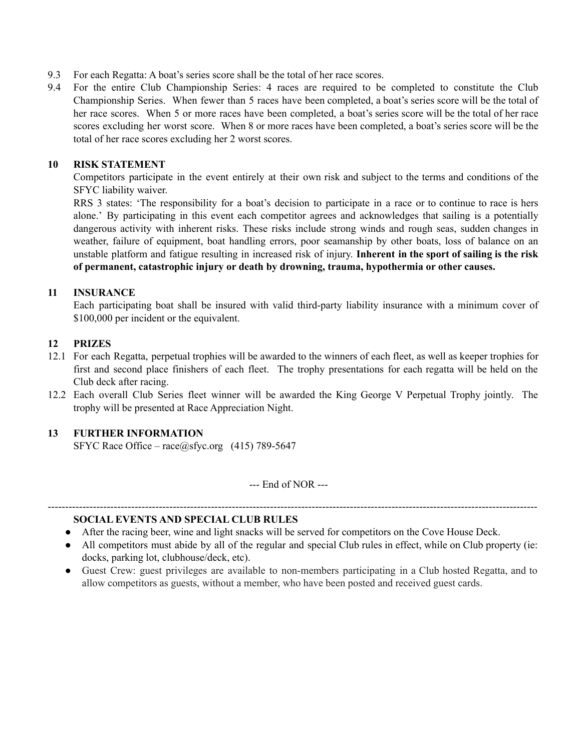9.3 For each Regatta: A boat's series score shall be the total of her race scores.

9.4 For the entire Club Championship Series: 4 races are required to be completed to constitute the Club Championship Series. When fewer than 5 races have been completed, a boat's series score will be the total of her race scores. When 5 or more races have been completed, a boat's series score will be the total of her race scores excluding her worst score. When 8 or more races have been completed, a boat's series score will be the total of her race scores excluding her 2 worst scores.

## 10 RISK STATEMENT

Competitors participate in the event entirely at their own risk and subject to the terms and conditions of the SFYC liability waiver.

RRS 3 states: 'The responsibility for a boat's decision to participate in a race or to continue to race is hers alone.' By participating in this event each competitor agrees and acknowledges that sailing is a potentially dangerous activity with inherent risks. These risks include strong winds and rough seas, sudden changes in weather, failure of equipment, boat handling errors, poor seamanship by other boats, loss of balance on an unstable platform and fatigue resulting in increased risk of injury. **Inherent in the sport of sailing is the risk of permanent, catastrophic injury or death by drowning, trauma, hypothermia or other causes.**

## 11 INSURANCE

Each participating boat shall be insured with valid third-party liability insurance with a minimum cover of $100,000 per incident or the equivalent.

## 12 PRIZES

12.1 For each Regatta, perpetual trophies will be awarded to the winners of each fleet, as well as keeper trophies for first and second place finishers of each fleet. The trophy presentations for each regatta will be held on the Club deck after racing.

12.2 Each overall Club Series fleet winner will be awarded the King George V Perpetual Trophy jointly. The trophy will be presented at Race Appreciation Night.

## 13 FURTHER INFORMATION

SFYC Race Office – race@sfyc.org (415) 789-5647

--- End of NOR ---

---

**SOCIAL EVENTS AND SPECIAL CLUB RULES**

- After the racing beer, wine and light snacks will be served for competitors on the Cove House Deck.
- All competitors must abide by all of the regular and special Club rules in effect, while on Club property (ie: docks, parking lot, clubhouse/deck, etc).
- Guest Crew: guest privileges are available to non-members participating in a Club hosted Regatta, and to allow competitors as guests, without a member, who have been posted and received guest cards.